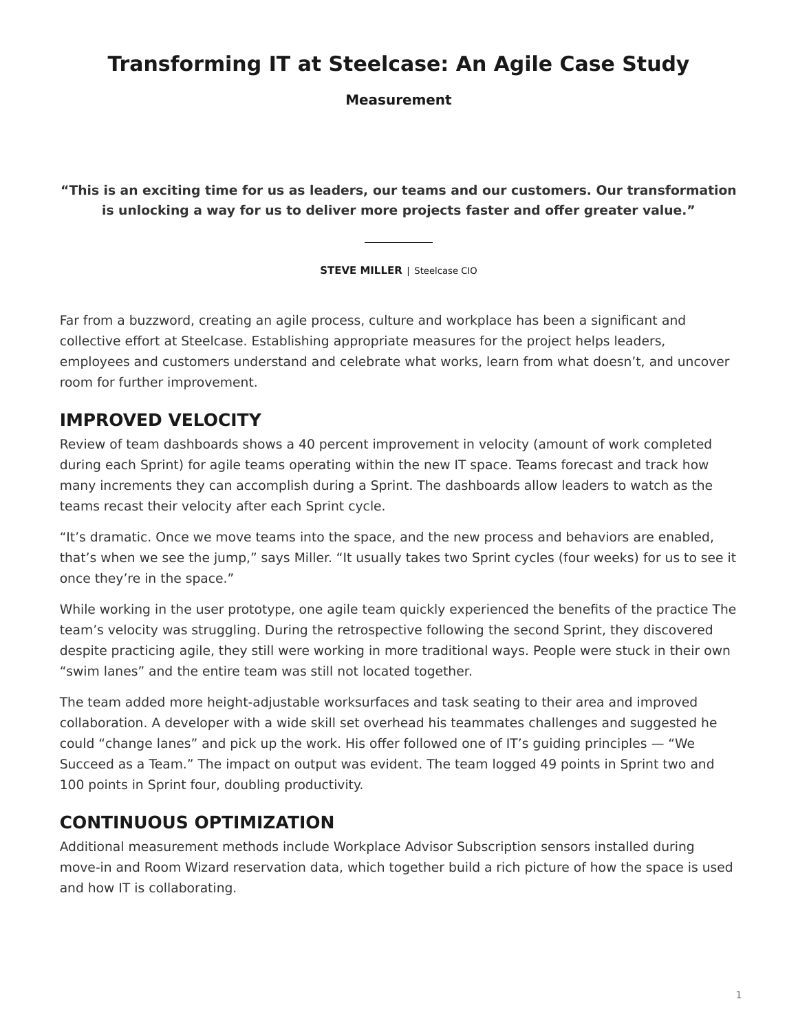# Transforming IT at Steelcase: An Agile Case Study

**Measurement**

**"This is an exciting time for us as leaders, our teams and our customers. Our transformation is unlocking a way for us to deliver more projects faster and offer greater value."**

**STEVE MILLER** | Steelcase CIO

Far from a buzzword, creating an agile process, culture and workplace has been a significant and collective effort at Steelcase. Establishing appropriate measures for the project helps leaders, employees and customers understand and celebrate what works, learn from what doesn't, and uncover room for further improvement.

## IMPROVED VELOCITY

Review of team dashboards shows a 40 percent improvement in velocity (amount of work completed during each Sprint) for agile teams operating within the new IT space. Teams forecast and track how many increments they can accomplish during a Sprint. The dashboards allow leaders to watch as the teams recast their velocity after each Sprint cycle.

"It's dramatic. Once we move teams into the space, and the new process and behaviors are enabled, that's when we see the jump," says Miller. "It usually takes two Sprint cycles (four weeks) for us to see it once they're in the space."

While working in the user prototype, one agile team quickly experienced the benefits of the practice The team's velocity was struggling. During the retrospective following the second Sprint, they discovered despite practicing agile, they still were working in more traditional ways. People were stuck in their own "swim lanes" and the entire team was still not located together.

The team added more height-adjustable worksurfaces and task seating to their area and improved collaboration. A developer with a wide skill set overhead his teammates challenges and suggested he could "change lanes" and pick up the work. His offer followed one of IT's guiding principles — "We Succeed as a Team." The impact on output was evident. The team logged 49 points in Sprint two and 100 points in Sprint four, doubling productivity.

## CONTINUOUS OPTIMIZATION

Additional measurement methods include Workplace Advisor Subscription sensors installed during move-in and Room Wizard reservation data, which together build a rich picture of how the space is used and how IT is collaborating.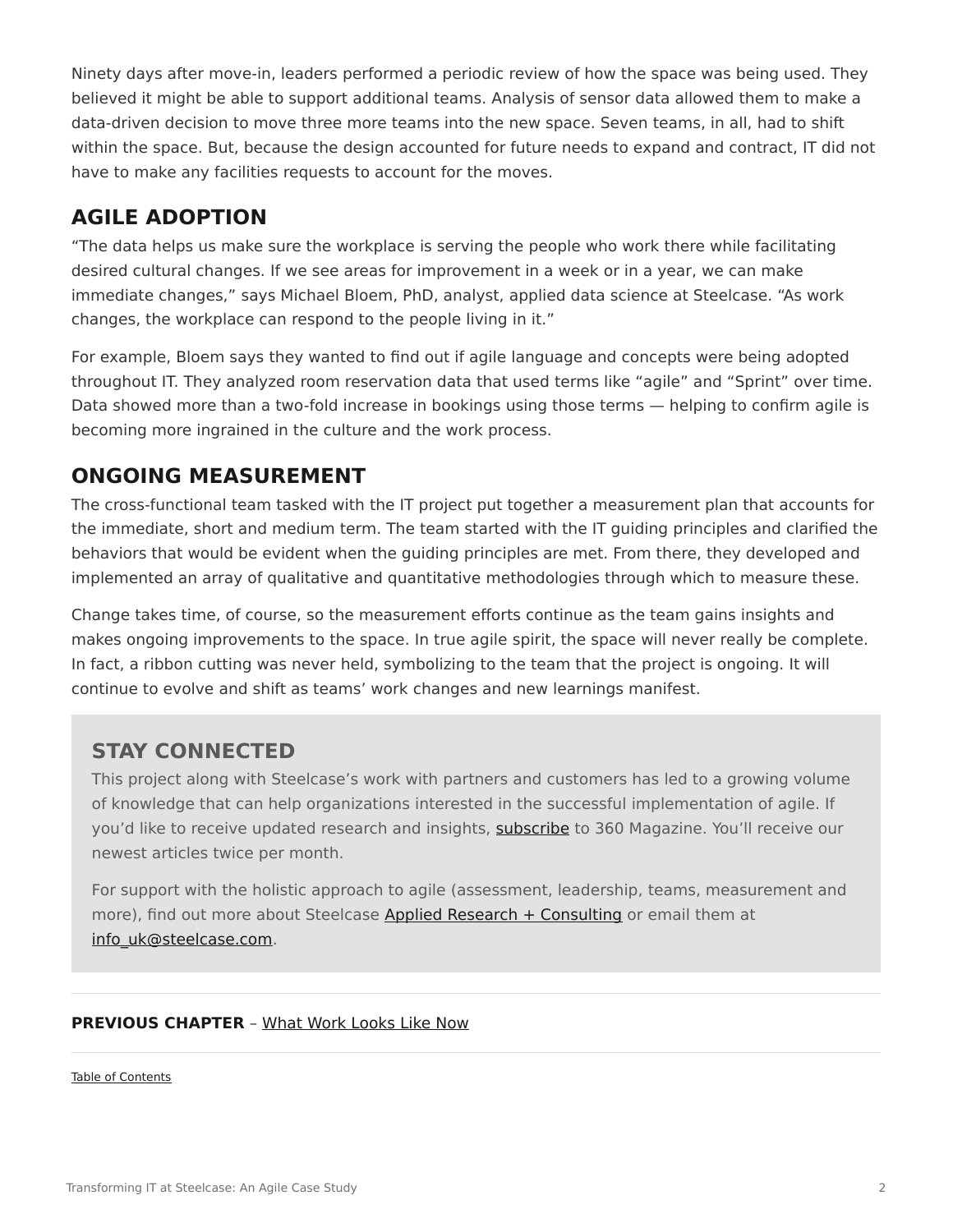Ninety days after move-in, leaders performed a periodic review of how the space was being used. They believed it might be able to support additional teams. Analysis of sensor data allowed them to make a data-driven decision to move three more teams into the new space. Seven teams, in all, had to shift within the space. But, because the design accounted for future needs to expand and contract, IT did not have to make any facilities requests to account for the moves.

## AGILE ADOPTION

"The data helps us make sure the workplace is serving the people who work there while facilitating desired cultural changes. If we see areas for improvement in a week or in a year, we can make immediate changes," says Michael Bloem, PhD, analyst, applied data science at Steelcase. "As work changes, the workplace can respond to the people living in it."

For example, Bloem says they wanted to find out if agile language and concepts were being adopted throughout IT. They analyzed room reservation data that used terms like "agile" and "Sprint" over time. Data showed more than a two-fold increase in bookings using those terms — helping to confirm agile is becoming more ingrained in the culture and the work process.

## ONGOING MEASUREMENT

The cross-functional team tasked with the IT project put together a measurement plan that accounts for the immediate, short and medium term. The team started with the IT guiding principles and clarified the behaviors that would be evident when the guiding principles are met. From there, they developed and implemented an array of qualitative and quantitative methodologies through which to measure these.

Change takes time, of course, so the measurement efforts continue as the team gains insights and makes ongoing improvements to the space. In true agile spirit, the space will never really be complete. In fact, a ribbon cutting was never held, symbolizing to the team that the project is ongoing. It will continue to evolve and shift as teams' work changes and new learnings manifest.

## STAY CONNECTED

This project along with Steelcase's work with partners and customers has led to a growing volume of knowledge that can help organizations interested in the successful implementation of agile. If you'd like to receive updated research and insights, subscribe to 360 Magazine. You'll receive our newest articles twice per month.

For support with the holistic approach to agile (assessment, leadership, teams, measurement and more), find out more about Steelcase Applied Research + Consulting or email them at info_uk@steelcase.com.

---

**PREVIOUS CHAPTER** – What Work Looks Like Now

---

Table of Contents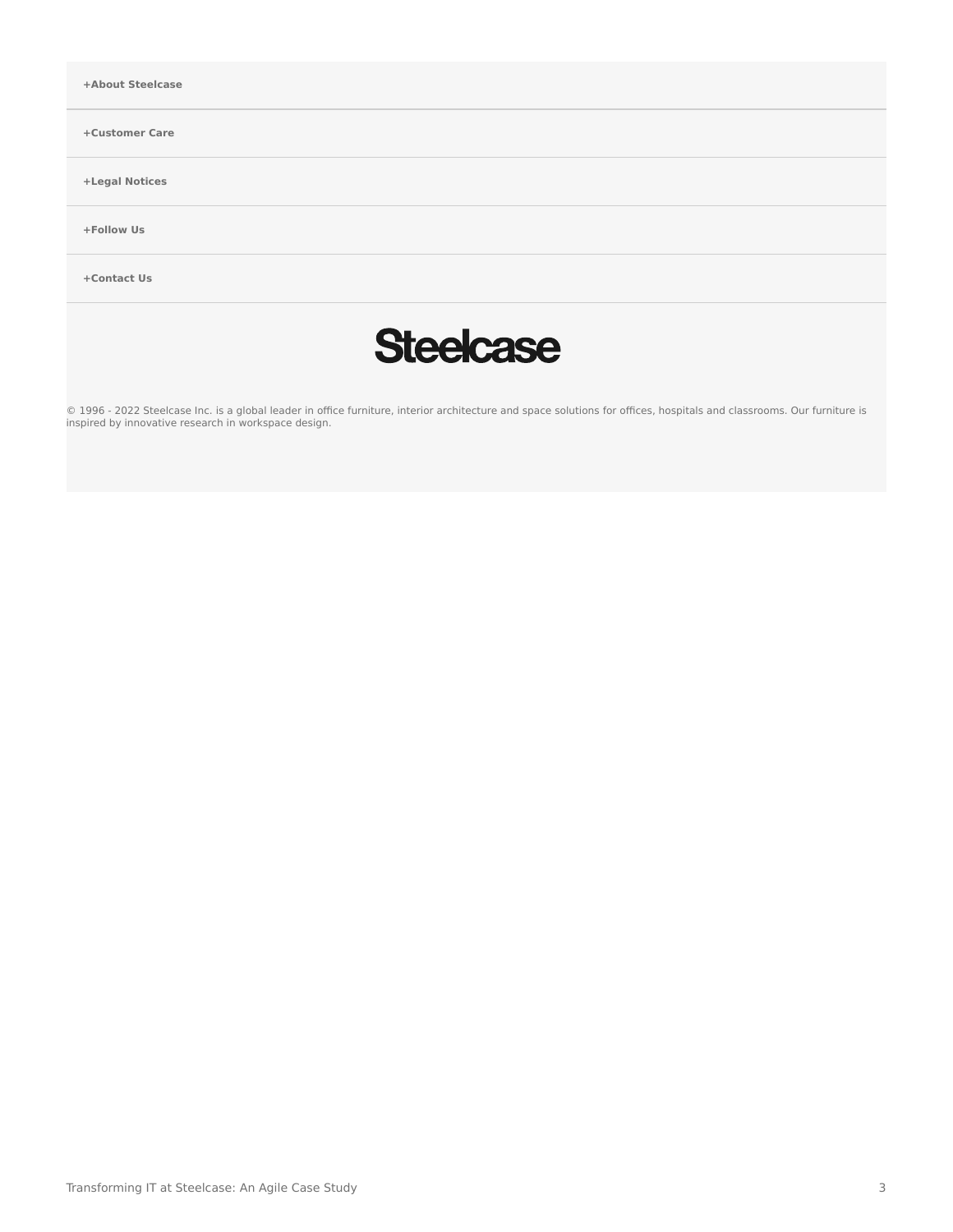**+About Steelcase**

**+Customer Care**

**+Legal Notices**

**+Follow Us**

**+Contact Us**

Steelcase

© 1996 - 2022 Steelcase Inc. is a global leader in office furniture, interior architecture and space solutions for offices, hospitals and classrooms. Our furniture is inspired by innovative research in workspace design.